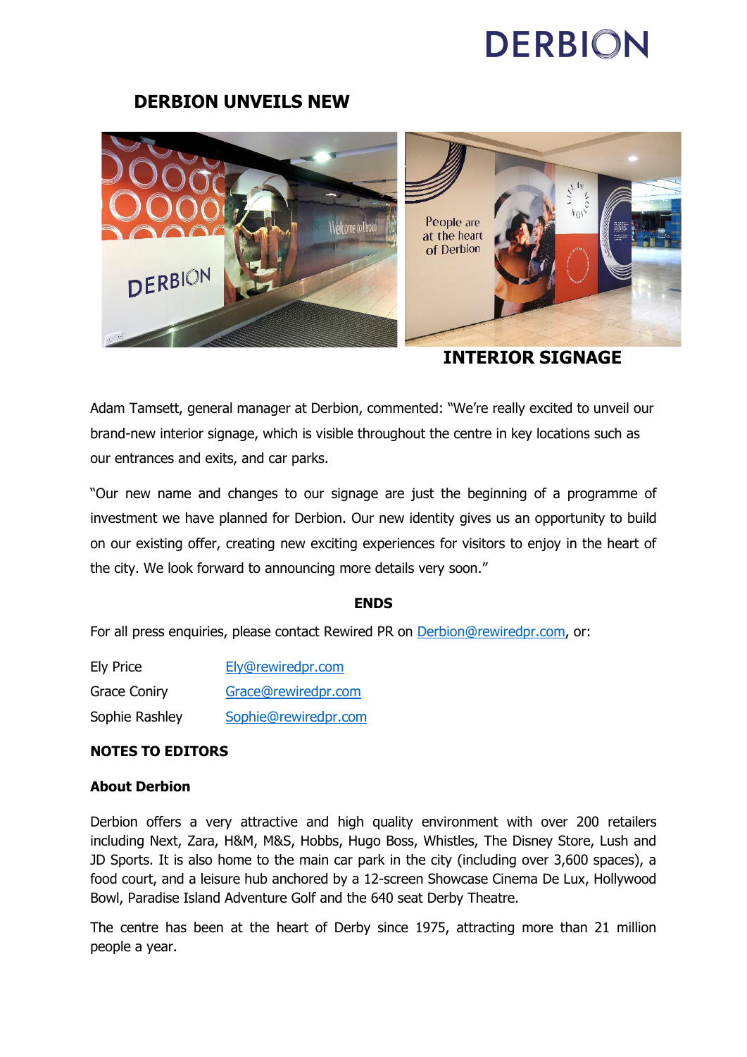DERBION

# DERBION UNVEILS NEW INTERIOR SIGNAGE

Adam Tamsett, general manager at Derbion, commented: "We're really excited to unveil our brand-new interior signage, which is visible throughout the centre in key locations such as our entrances and exits, and car parks.

"Our new name and changes to our signage are just the beginning of a programme of investment we have planned for Derbion. Our new identity gives us an opportunity to build on our existing offer, creating new exciting experiences for visitors to enjoy in the heart of the city. We look forward to announcing more details very soon."

**ENDS**

For all press enquiries, please contact Rewired PR on Derbion@rewiredpr.com, or:

| | |
|---|---|
| Ely Price | Ely@rewiredpr.com |
| Grace Coniry | Grace@rewiredpr.com |
| Sophie Rashley | Sophie@rewiredpr.com |

**NOTES TO EDITORS**

**About Derbion**

Derbion offers a very attractive and high quality environment with over 200 retailers including Next, Zara, H&M, M&S, Hobbs, Hugo Boss, Whistles, The Disney Store, Lush and JD Sports. It is also home to the main car park in the city (including over 3,600 spaces), a food court, and a leisure hub anchored by a 12-screen Showcase Cinema De Lux, Hollywood Bowl, Paradise Island Adventure Golf and the 640 seat Derby Theatre.

The centre has been at the heart of Derby since 1975, attracting more than 21 million people a year.